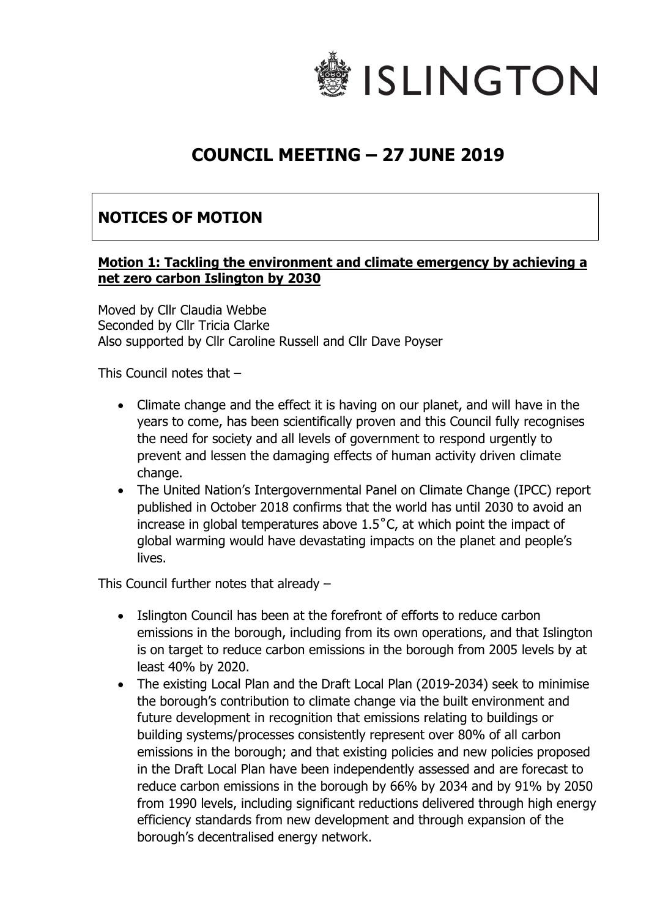ISLINGTON

# COUNCIL MEETING – 27 JUNE 2019

## NOTICES OF MOTION

**Motion 1: Tackling the environment and climate emergency by achieving a net zero carbon Islington by 2030**

Moved by Cllr Claudia Webbe
Seconded by Cllr Tricia Clarke
Also supported by Cllr Caroline Russell and Cllr Dave Poyser

This Council notes that –

- Climate change and the effect it is having on our planet, and will have in the years to come, has been scientifically proven and this Council fully recognises the need for society and all levels of government to respond urgently to prevent and lessen the damaging effects of human activity driven climate change.
- The United Nation's Intergovernmental Panel on Climate Change (IPCC) report published in October 2018 confirms that the world has until 2030 to avoid an increase in global temperatures above 1.5˚C, at which point the impact of global warming would have devastating impacts on the planet and people's lives.

This Council further notes that already –

- Islington Council has been at the forefront of efforts to reduce carbon emissions in the borough, including from its own operations, and that Islington is on target to reduce carbon emissions in the borough from 2005 levels by at least 40% by 2020.
- The existing Local Plan and the Draft Local Plan (2019-2034) seek to minimise the borough's contribution to climate change via the built environment and future development in recognition that emissions relating to buildings or building systems/processes consistently represent over 80% of all carbon emissions in the borough; and that existing policies and new policies proposed in the Draft Local Plan have been independently assessed and are forecast to reduce carbon emissions in the borough by 66% by 2034 and by 91% by 2050 from 1990 levels, including significant reductions delivered through high energy efficiency standards from new development and through expansion of the borough's decentralised energy network.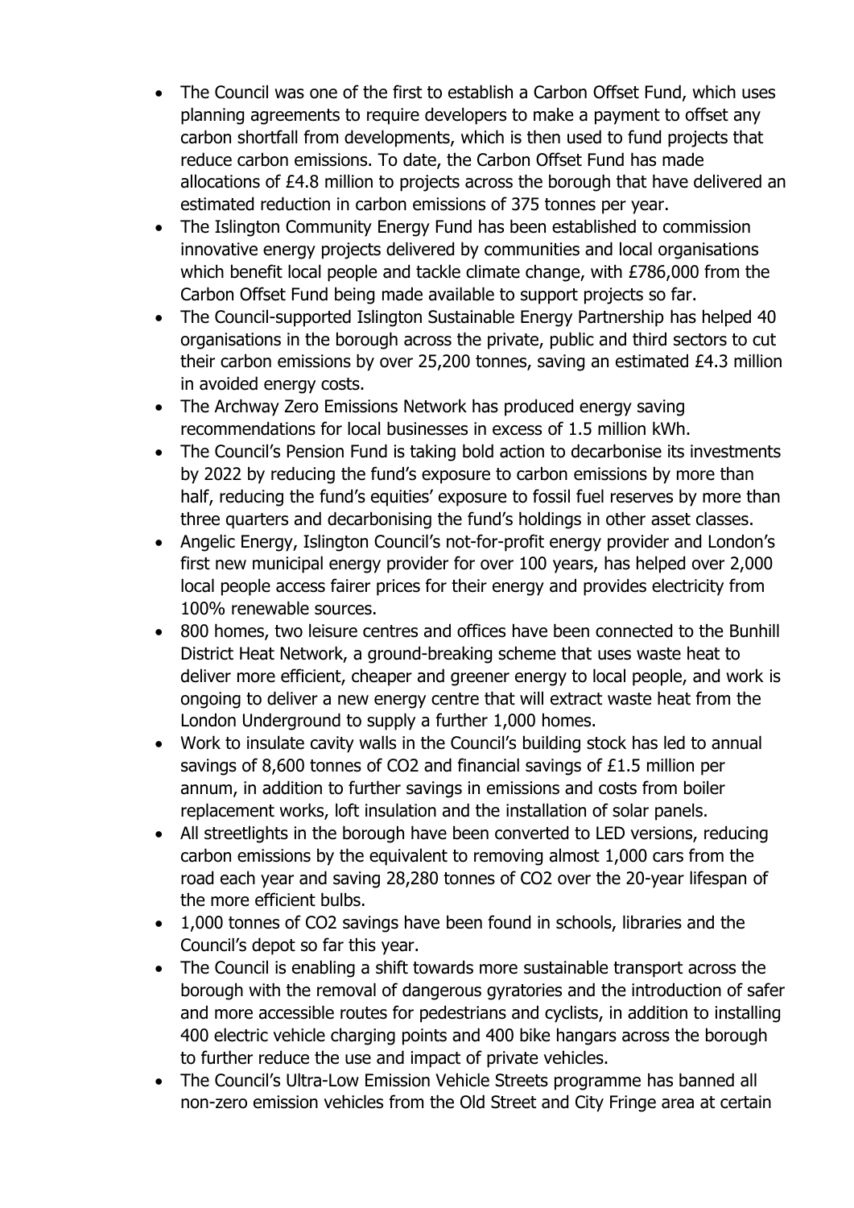- The Council was one of the first to establish a Carbon Offset Fund, which uses planning agreements to require developers to make a payment to offset any carbon shortfall from developments, which is then used to fund projects that reduce carbon emissions. To date, the Carbon Offset Fund has made allocations of £4.8 million to projects across the borough that have delivered an estimated reduction in carbon emissions of 375 tonnes per year.
- The Islington Community Energy Fund has been established to commission innovative energy projects delivered by communities and local organisations which benefit local people and tackle climate change, with £786,000 from the Carbon Offset Fund being made available to support projects so far.
- The Council-supported Islington Sustainable Energy Partnership has helped 40 organisations in the borough across the private, public and third sectors to cut their carbon emissions by over 25,200 tonnes, saving an estimated £4.3 million in avoided energy costs.
- The Archway Zero Emissions Network has produced energy saving recommendations for local businesses in excess of 1.5 million kWh.
- The Council's Pension Fund is taking bold action to decarbonise its investments by 2022 by reducing the fund's exposure to carbon emissions by more than half, reducing the fund's equities' exposure to fossil fuel reserves by more than three quarters and decarbonising the fund's holdings in other asset classes.
- Angelic Energy, Islington Council's not-for-profit energy provider and London's first new municipal energy provider for over 100 years, has helped over 2,000 local people access fairer prices for their energy and provides electricity from 100% renewable sources.
- 800 homes, two leisure centres and offices have been connected to the Bunhill District Heat Network, a ground-breaking scheme that uses waste heat to deliver more efficient, cheaper and greener energy to local people, and work is ongoing to deliver a new energy centre that will extract waste heat from the London Underground to supply a further 1,000 homes.
- Work to insulate cavity walls in the Council's building stock has led to annual savings of 8,600 tonnes of $CO_2$ and financial savings of £1.5 million per annum, in addition to further savings in emissions and costs from boiler replacement works, loft insulation and the installation of solar panels.
- All streetlights in the borough have been converted to LED versions, reducing carbon emissions by the equivalent to removing almost 1,000 cars from the road each year and saving 28,280 tonnes of $CO_2$ over the 20-year lifespan of the more efficient bulbs.
- 1,000 tonnes of $CO_2$ savings have been found in schools, libraries and the Council's depot so far this year.
- The Council is enabling a shift towards more sustainable transport across the borough with the removal of dangerous gyratories and the introduction of safer and more accessible routes for pedestrians and cyclists, in addition to installing 400 electric vehicle charging points and 400 bike hangars across the borough to further reduce the use and impact of private vehicles.
- The Council's Ultra-Low Emission Vehicle Streets programme has banned all non-zero emission vehicles from the Old Street and City Fringe area at certain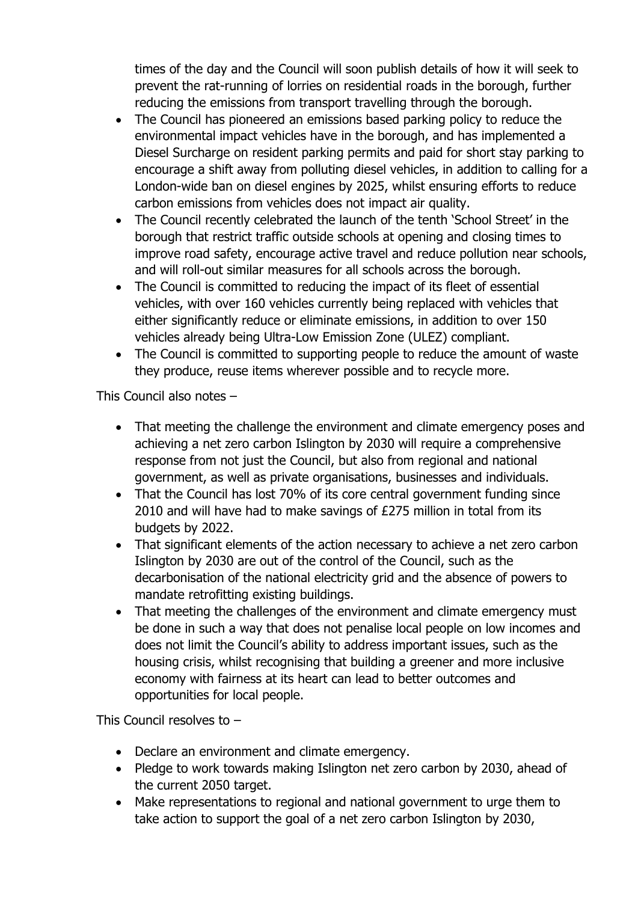times of the day and the Council will soon publish details of how it will seek to prevent the rat-running of lorries on residential roads in the borough, further reducing the emissions from transport travelling through the borough.

- The Council has pioneered an emissions based parking policy to reduce the environmental impact vehicles have in the borough, and has implemented a Diesel Surcharge on resident parking permits and paid for short stay parking to encourage a shift away from polluting diesel vehicles, in addition to calling for a London-wide ban on diesel engines by 2025, whilst ensuring efforts to reduce carbon emissions from vehicles does not impact air quality.
- The Council recently celebrated the launch of the tenth 'School Street' in the borough that restrict traffic outside schools at opening and closing times to improve road safety, encourage active travel and reduce pollution near schools, and will roll-out similar measures for all schools across the borough.
- The Council is committed to reducing the impact of its fleet of essential vehicles, with over 160 vehicles currently being replaced with vehicles that either significantly reduce or eliminate emissions, in addition to over 150 vehicles already being Ultra-Low Emission Zone (ULEZ) compliant.
- The Council is committed to supporting people to reduce the amount of waste they produce, reuse items wherever possible and to recycle more.

This Council also notes –

- That meeting the challenge the environment and climate emergency poses and achieving a net zero carbon Islington by 2030 will require a comprehensive response from not just the Council, but also from regional and national government, as well as private organisations, businesses and individuals.
- That the Council has lost 70% of its core central government funding since 2010 and will have had to make savings of £275 million in total from its budgets by 2022.
- That significant elements of the action necessary to achieve a net zero carbon Islington by 2030 are out of the control of the Council, such as the decarbonisation of the national electricity grid and the absence of powers to mandate retrofitting existing buildings.
- That meeting the challenges of the environment and climate emergency must be done in such a way that does not penalise local people on low incomes and does not limit the Council's ability to address important issues, such as the housing crisis, whilst recognising that building a greener and more inclusive economy with fairness at its heart can lead to better outcomes and opportunities for local people.

This Council resolves to –

- Declare an environment and climate emergency.
- Pledge to work towards making Islington net zero carbon by 2030, ahead of the current 2050 target.
- Make representations to regional and national government to urge them to take action to support the goal of a net zero carbon Islington by 2030,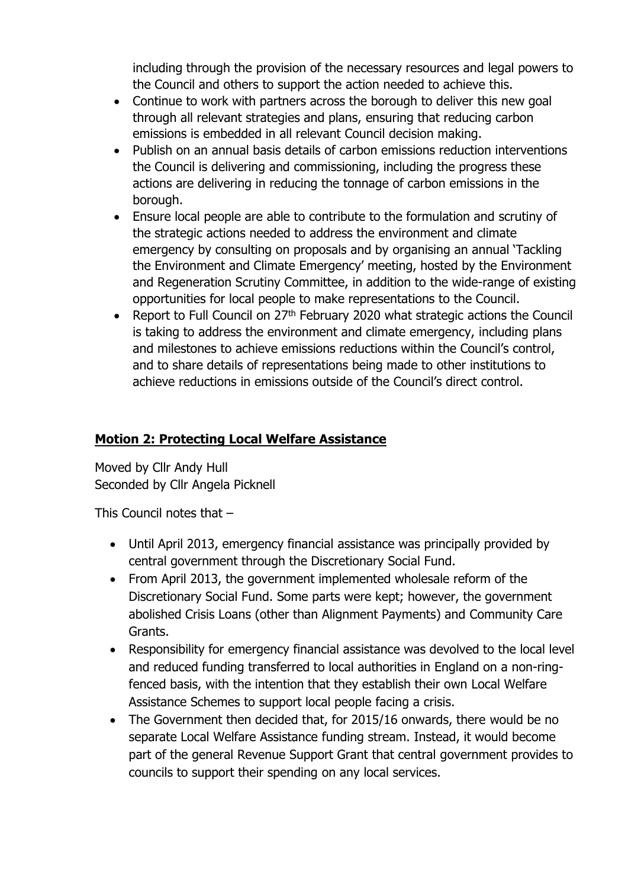including through the provision of the necessary resources and legal powers to the Council and others to support the action needed to achieve this.

- Continue to work with partners across the borough to deliver this new goal through all relevant strategies and plans, ensuring that reducing carbon emissions is embedded in all relevant Council decision making.
- Publish on an annual basis details of carbon emissions reduction interventions the Council is delivering and commissioning, including the progress these actions are delivering in reducing the tonnage of carbon emissions in the borough.
- Ensure local people are able to contribute to the formulation and scrutiny of the strategic actions needed to address the environment and climate emergency by consulting on proposals and by organising an annual 'Tackling the Environment and Climate Emergency' meeting, hosted by the Environment and Regeneration Scrutiny Committee, in addition to the wide-range of existing opportunities for local people to make representations to the Council.
- Report to Full Council on 27th February 2020 what strategic actions the Council is taking to address the environment and climate emergency, including plans and milestones to achieve emissions reductions within the Council's control, and to share details of representations being made to other institutions to achieve reductions in emissions outside of the Council's direct control.

## Motion 2: Protecting Local Welfare Assistance

Moved by Cllr Andy Hull
Seconded by Cllr Angela Picknell

This Council notes that –

- Until April 2013, emergency financial assistance was principally provided by central government through the Discretionary Social Fund.
- From April 2013, the government implemented wholesale reform of the Discretionary Social Fund. Some parts were kept; however, the government abolished Crisis Loans (other than Alignment Payments) and Community Care Grants.
- Responsibility for emergency financial assistance was devolved to the local level and reduced funding transferred to local authorities in England on a non-ring-fenced basis, with the intention that they establish their own Local Welfare Assistance Schemes to support local people facing a crisis.
- The Government then decided that, for 2015/16 onwards, there would be no separate Local Welfare Assistance funding stream. Instead, it would become part of the general Revenue Support Grant that central government provides to councils to support their spending on any local services.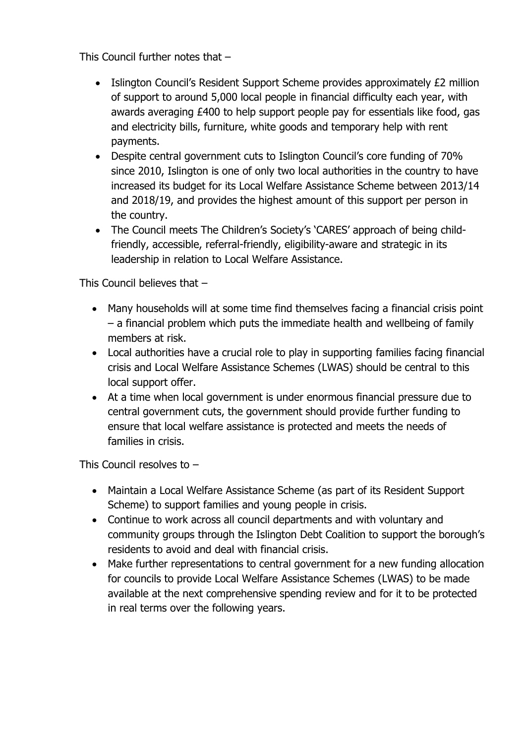This Council further notes that –

- Islington Council's Resident Support Scheme provides approximately £2 million of support to around 5,000 local people in financial difficulty each year, with awards averaging £400 to help support people pay for essentials like food, gas and electricity bills, furniture, white goods and temporary help with rent payments.
- Despite central government cuts to Islington Council's core funding of 70% since 2010, Islington is one of only two local authorities in the country to have increased its budget for its Local Welfare Assistance Scheme between 2013/14 and 2018/19, and provides the highest amount of this support per person in the country.
- The Council meets The Children's Society's 'CARES' approach of being child-friendly, accessible, referral-friendly, eligibility-aware and strategic in its leadership in relation to Local Welfare Assistance.

This Council believes that –

- Many households will at some time find themselves facing a financial crisis point – a financial problem which puts the immediate health and wellbeing of family members at risk.
- Local authorities have a crucial role to play in supporting families facing financial crisis and Local Welfare Assistance Schemes (LWAS) should be central to this local support offer.
- At a time when local government is under enormous financial pressure due to central government cuts, the government should provide further funding to ensure that local welfare assistance is protected and meets the needs of families in crisis.

This Council resolves to –

- Maintain a Local Welfare Assistance Scheme (as part of its Resident Support Scheme) to support families and young people in crisis.
- Continue to work across all council departments and with voluntary and community groups through the Islington Debt Coalition to support the borough's residents to avoid and deal with financial crisis.
- Make further representations to central government for a new funding allocation for councils to provide Local Welfare Assistance Schemes (LWAS) to be made available at the next comprehensive spending review and for it to be protected in real terms over the following years.